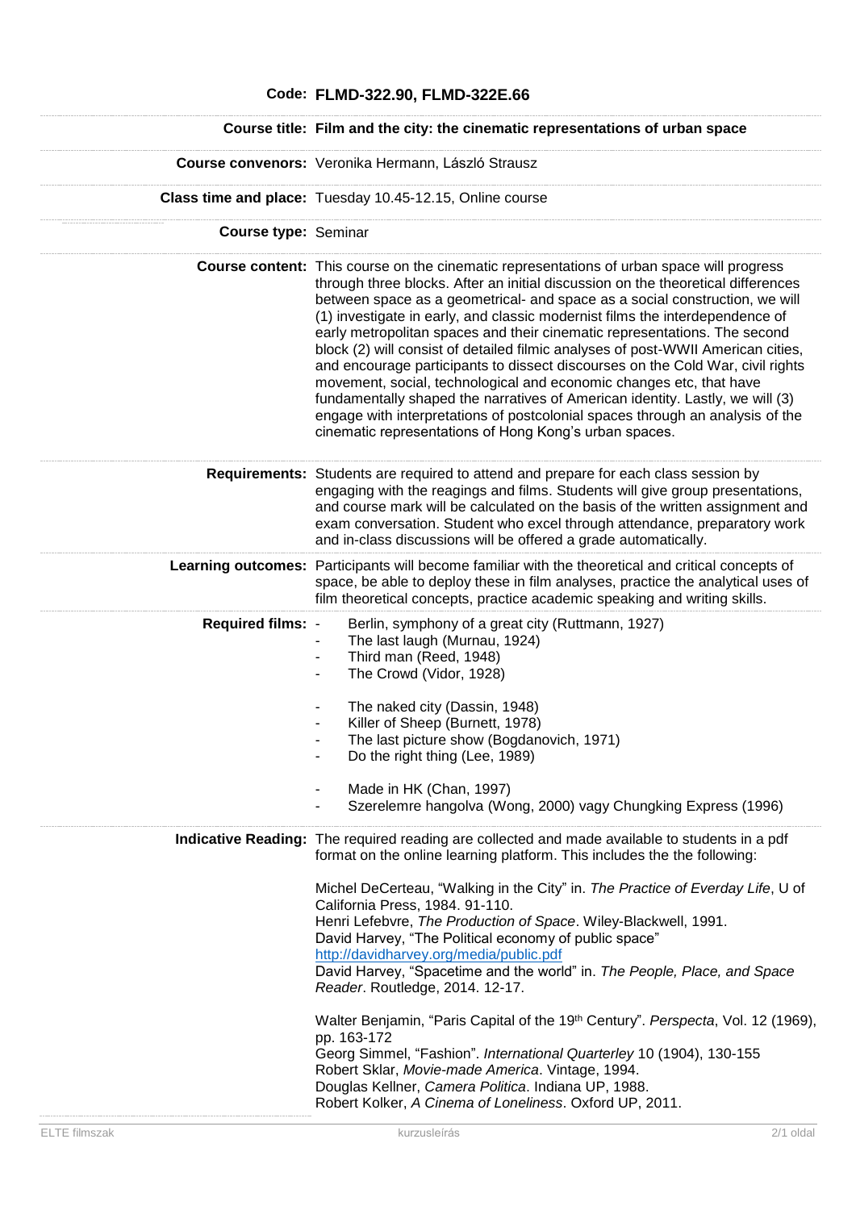**Code:** **FLMD-322.90, FLMD-322E.66**

**Course title:** **Film and the city: the cinematic representations of urban space**

**Course convenors:** Veronika Hermann, László Strausz

**Class time and place:** Tuesday 10.45-12.15, Online course

**Course type:** Seminar

**Course content:** This course on the cinematic representations of urban space will progress through three blocks. After an initial discussion on the theoretical differences between space as a geometrical- and space as a social construction, we will (1) investigate in early, and classic modernist films the interdependence of early metropolitan spaces and their cinematic representations. The second block (2) will consist of detailed filmic analyses of post-WWII American cities, and encourage participants to dissect discourses on the Cold War, civil rights movement, social, technological and economic changes etc, that have fundamentally shaped the narratives of American identity. Lastly, we will (3) engage with interpretations of postcolonial spaces through an analysis of the cinematic representations of Hong Kong's urban spaces.

**Requirements:** Students are required to attend and prepare for each class session by engaging with the reagings and films. Students will give group presentations, and course mark will be calculated on the basis of the written assignment and exam conversation. Student who excel through attendance, preparatory work and in-class discussions will be offered a grade automatically.

**Learning outcomes:** Participants will become familiar with the theoretical and critical concepts of space, be able to deploy these in film analyses, practice the analytical uses of film theoretical concepts, practice academic speaking and writing skills.

**Required films:**

- Berlin, symphony of a great city (Ruttmann, 1927)
- The last laugh (Murnau, 1924)
- Third man (Reed, 1948)
- The Crowd (Vidor, 1928)

- The naked city (Dassin, 1948)
- Killer of Sheep (Burnett, 1978)
- The last picture show (Bogdanovich, 1971)
- Do the right thing (Lee, 1989)

- Made in HK (Chan, 1997)
- Szerelemre hangolva (Wong, 2000) vagy Chungking Express (1996)

**Indicative Reading:** The required reading are collected and made available to students in a pdf format on the online learning platform. This includes the the following:

Michel DeCerteau, "Walking in the City" in. *The Practice of Everday Life*, U of California Press, 1984. 91-110.
Henri Lefebvre, *The Production of Space*. Wiley-Blackwell, 1991.
David Harvey, "The Political economy of public space" http://davidharvey.org/media/public.pdf
David Harvey, "Spacetime and the world" in. *The People, Place, and Space Reader*. Routledge, 2014. 12-17.

Walter Benjamin, "Paris Capital of the 19th Century". *Perspecta*, Vol. 12 (1969), pp. 163-172
Georg Simmel, "Fashion". *International Quarterley* 10 (1904), 130-155
Robert Sklar, *Movie-made America*. Vintage, 1994.
Douglas Kellner, *Camera Politica*. Indiana UP, 1988.
Robert Kolker, *A Cinema of Loneliness*. Oxford UP, 2011.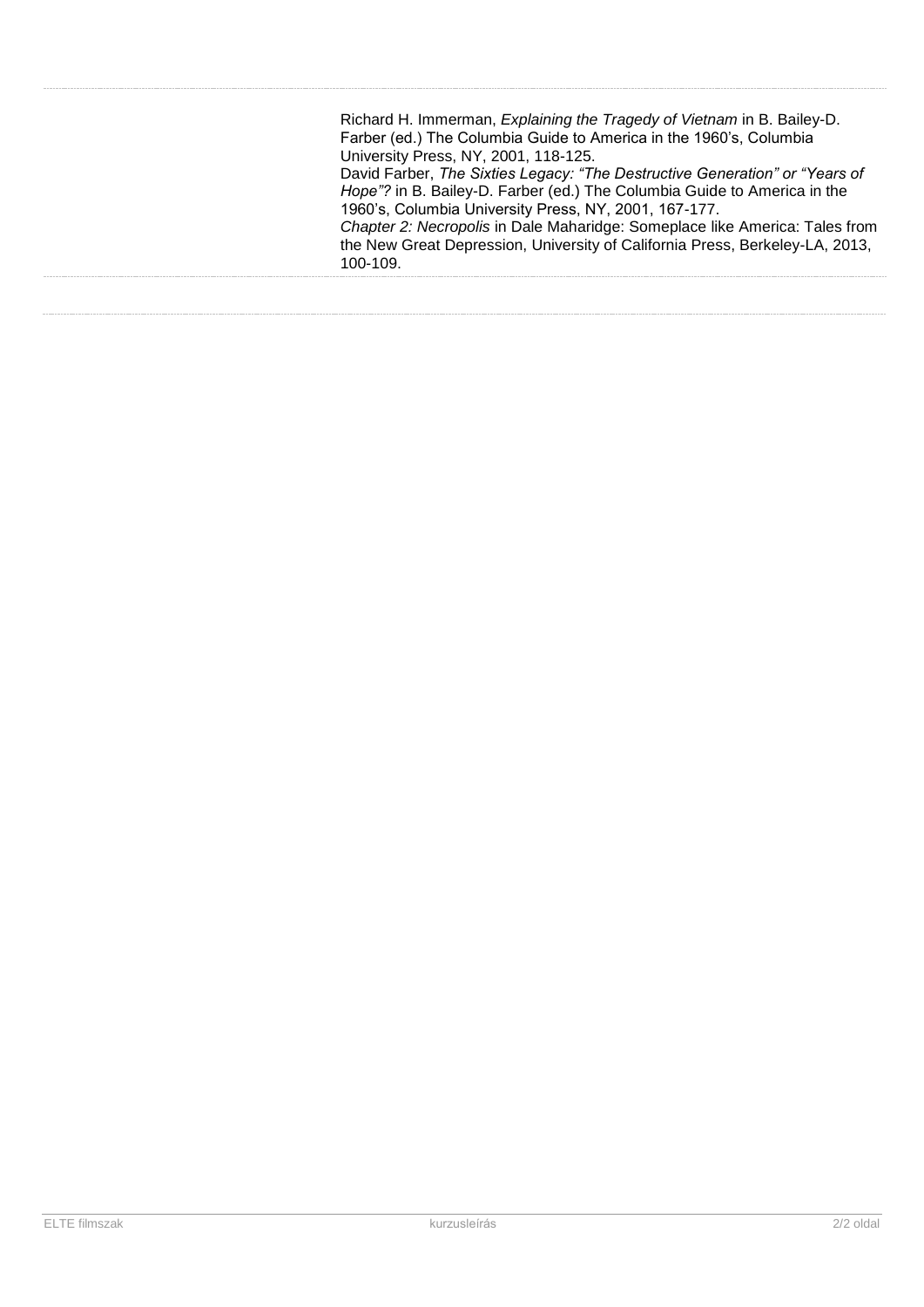Richard H. Immerman, *Explaining the Tragedy of Vietnam* in B. Bailey-D. Farber (ed.) The Columbia Guide to America in the 1960's, Columbia University Press, NY, 2001, 118-125.

David Farber, *The Sixties Legacy: "The Destructive Generation" or "Years of Hope"?* in B. Bailey-D. Farber (ed.) The Columbia Guide to America in the 1960's, Columbia University Press, NY, 2001, 167-177.

*Chapter 2: Necropolis* in Dale Maharidge: Someplace like America: Tales from the New Great Depression, University of California Press, Berkeley-LA, 2013, 100-109.